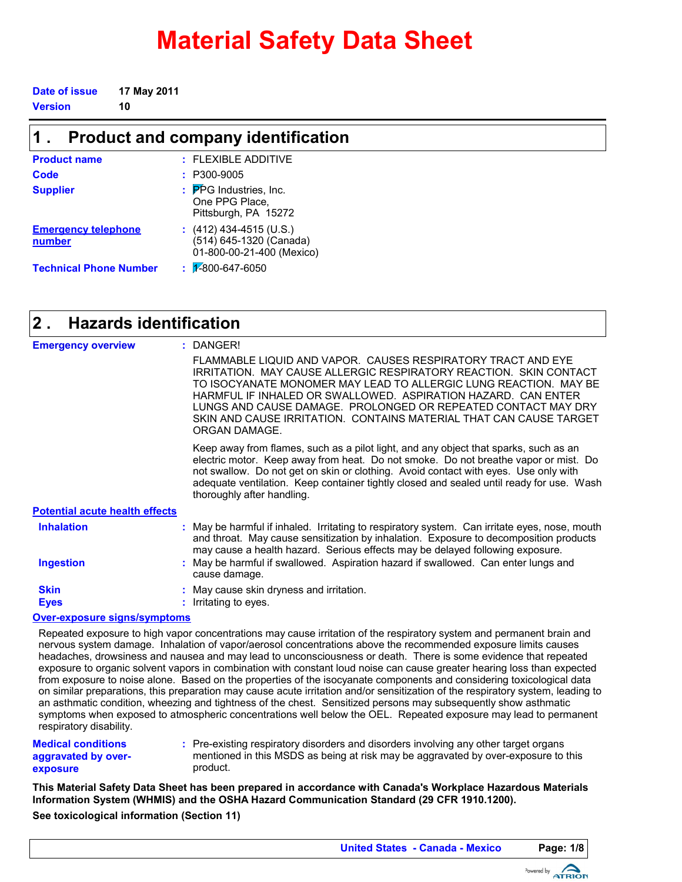# Material Safety Data Sheet

**Date of issue** 17 May 2011

**Version** 10

## 1 . Product and company identification

**Product name** : FLEXIBLE ADDITIVE

**Code** : P300-9005

**Supplier** : PPG Industries, Inc.
One PPG Place,
Pittsburgh, PA 15272

**Emergency telephone number** : (412) 434-4515 (U.S.)
(514) 645-1320 (Canada)
01-800-00-21-400 (Mexico)

**Technical Phone Number** : 1-800-647-6050

## 2 . Hazards identification

**Emergency overview** : DANGER!

FLAMMABLE LIQUID AND VAPOR. CAUSES RESPIRATORY TRACT AND EYE IRRITATION. MAY CAUSE ALLERGIC RESPIRATORY REACTION. SKIN CONTACT TO ISOCYANATE MONOMER MAY LEAD TO ALLERGIC LUNG REACTION. MAY BE HARMFUL IF INHALED OR SWALLOWED. ASPIRATION HAZARD. CAN ENTER LUNGS AND CAUSE DAMAGE. PROLONGED OR REPEATED CONTACT MAY DRY SKIN AND CAUSE IRRITATION. CONTAINS MATERIAL THAT CAN CAUSE TARGET ORGAN DAMAGE.

Keep away from flames, such as a pilot light, and any object that sparks, such as an electric motor. Keep away from heat. Do not smoke. Do not breathe vapor or mist. Do not swallow. Do not get on skin or clothing. Avoid contact with eyes. Use only with adequate ventilation. Keep container tightly closed and sealed until ready for use. Wash thoroughly after handling.

**Potential acute health effects**

**Inhalation** : May be harmful if inhaled. Irritating to respiratory system. Can irritate eyes, nose, mouth and throat. May cause sensitization by inhalation. Exposure to decomposition products may cause a health hazard. Serious effects may be delayed following exposure.

**Ingestion** : May be harmful if swallowed. Aspiration hazard if swallowed. Can enter lungs and cause damage.

**Skin** : May cause skin dryness and irritation.

**Eyes** : Irritating to eyes.

**Over-exposure signs/symptoms**

Repeated exposure to high vapor concentrations may cause irritation of the respiratory system and permanent brain and nervous system damage. Inhalation of vapor/aerosol concentrations above the recommended exposure limits causes headaches, drowsiness and nausea and may lead to unconsciousness or death. There is some evidence that repeated exposure to organic solvent vapors in combination with constant loud noise can cause greater hearing loss than expected from exposure to noise alone. Based on the properties of the isocyanate components and considering toxicological data on similar preparations, this preparation may cause acute irritation and/or sensitization of the respiratory system, leading to an asthmatic condition, wheezing and tightness of the chest. Sensitized persons may subsequently show asthmatic symptoms when exposed to atmospheric concentrations well below the OEL. Repeated exposure may lead to permanent respiratory disability.

**Medical conditions aggravated by over-exposure** : Pre-existing respiratory disorders and disorders involving any other target organs mentioned in this MSDS as being at risk may be aggravated by over-exposure to this product.

**This Material Safety Data Sheet has been prepared in accordance with Canada's Workplace Hazardous Materials Information System (WHMIS) and the OSHA Hazard Communication Standard (29 CFR 1910.1200).**

**See toxicological information (Section 11)**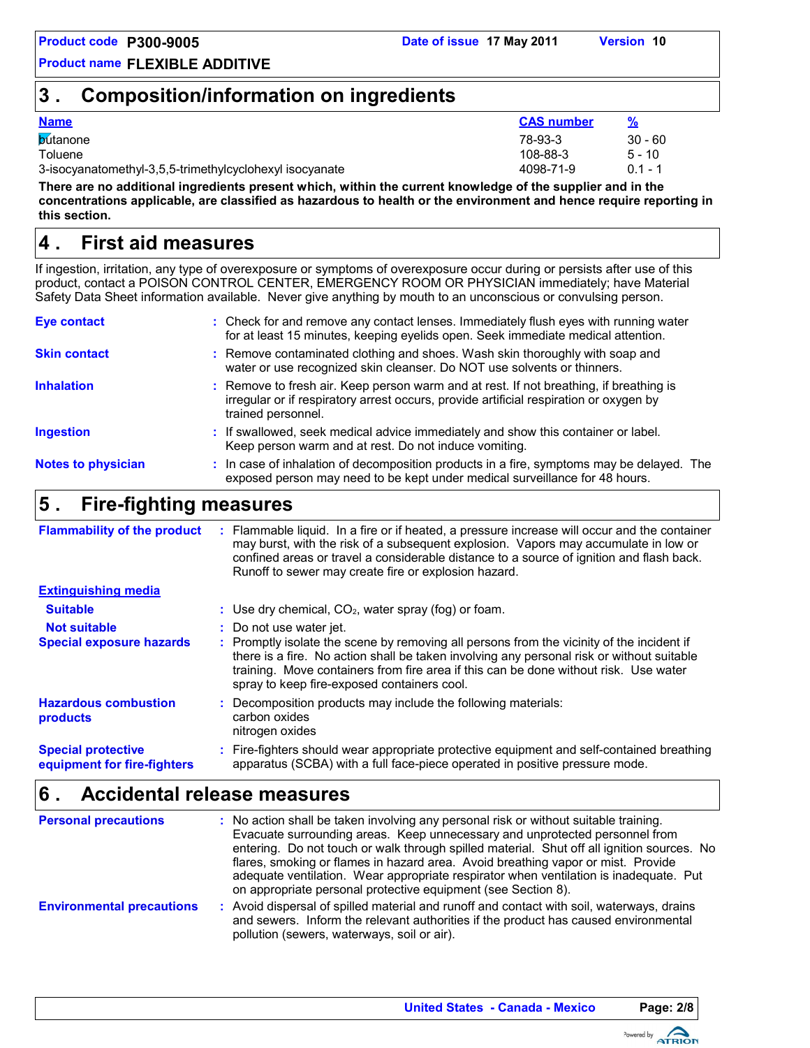**Product code** P300-9005 **Date of issue** 17 May 2011 **Version** 10

**Product name** FLEXIBLE ADDITIVE

## 3 . Composition/information on ingredients

| Name | CAS number | % |
|---|---|---|
| butanone | 78-93-3 | 30 - 60 |
| Toluene | 108-88-3 | 5 - 10 |
| 3-isocyanatomethyl-3,5,5-trimethylcyclohexyl isocyanate | 4098-71-9 | 0.1 - 1 |

**There are no additional ingredients present which, within the current knowledge of the supplier and in the concentrations applicable, are classified as hazardous to health or the environment and hence require reporting in this section.**

## 4 . First aid measures

If ingestion, irritation, any type of overexposure or symptoms of overexposure occur during or persists after use of this product, contact a POISON CONTROL CENTER, EMERGENCY ROOM OR PHYSICIAN immediately; have Material Safety Data Sheet information available. Never give anything by mouth to an unconscious or convulsing person.

**Eye contact** : Check for and remove any contact lenses. Immediately flush eyes with running water for at least 15 minutes, keeping eyelids open. Seek immediate medical attention.

**Skin contact** : Remove contaminated clothing and shoes. Wash skin thoroughly with soap and water or use recognized skin cleanser. Do NOT use solvents or thinners.

**Inhalation** : Remove to fresh air. Keep person warm and at rest. If not breathing, if breathing is irregular or if respiratory arrest occurs, provide artificial respiration or oxygen by trained personnel.

**Ingestion** : If swallowed, seek medical advice immediately and show this container or label. Keep person warm and at rest. Do not induce vomiting.

**Notes to physician** : In case of inhalation of decomposition products in a fire, symptoms may be delayed. The exposed person may need to be kept under medical surveillance for 48 hours.

## 5 . Fire-fighting measures

**Flammability of the product** : Flammable liquid. In a fire or if heated, a pressure increase will occur and the container may burst, with the risk of a subsequent explosion. Vapors may accumulate in low or confined areas or travel a considerable distance to a source of ignition and flash back. Runoff to sewer may create fire or explosion hazard.

**Extinguishing media**

**Suitable** : Use dry chemical, $CO_2$, water spray (fog) or foam.

**Not suitable** : Do not use water jet.

**Special exposure hazards** : Promptly isolate the scene by removing all persons from the vicinity of the incident if there is a fire. No action shall be taken involving any personal risk or without suitable training. Move containers from fire area if this can be done without risk. Use water spray to keep fire-exposed containers cool.

**Hazardous combustion products** : Decomposition products may include the following materials:
carbon oxides
nitrogen oxides

**Special protective equipment for fire-fighters** : Fire-fighters should wear appropriate protective equipment and self-contained breathing apparatus (SCBA) with a full face-piece operated in positive pressure mode.

## 6 . Accidental release measures

**Personal precautions** : No action shall be taken involving any personal risk or without suitable training. Evacuate surrounding areas. Keep unnecessary and unprotected personnel from entering. Do not touch or walk through spilled material. Shut off all ignition sources. No flares, smoking or flames in hazard area. Avoid breathing vapor or mist. Provide adequate ventilation. Wear appropriate respirator when ventilation is inadequate. Put on appropriate personal protective equipment (see Section 8).

**Environmental precautions** : Avoid dispersal of spilled material and runoff and contact with soil, waterways, drains and sewers. Inform the relevant authorities if the product has caused environmental pollution (sewers, waterways, soil or air).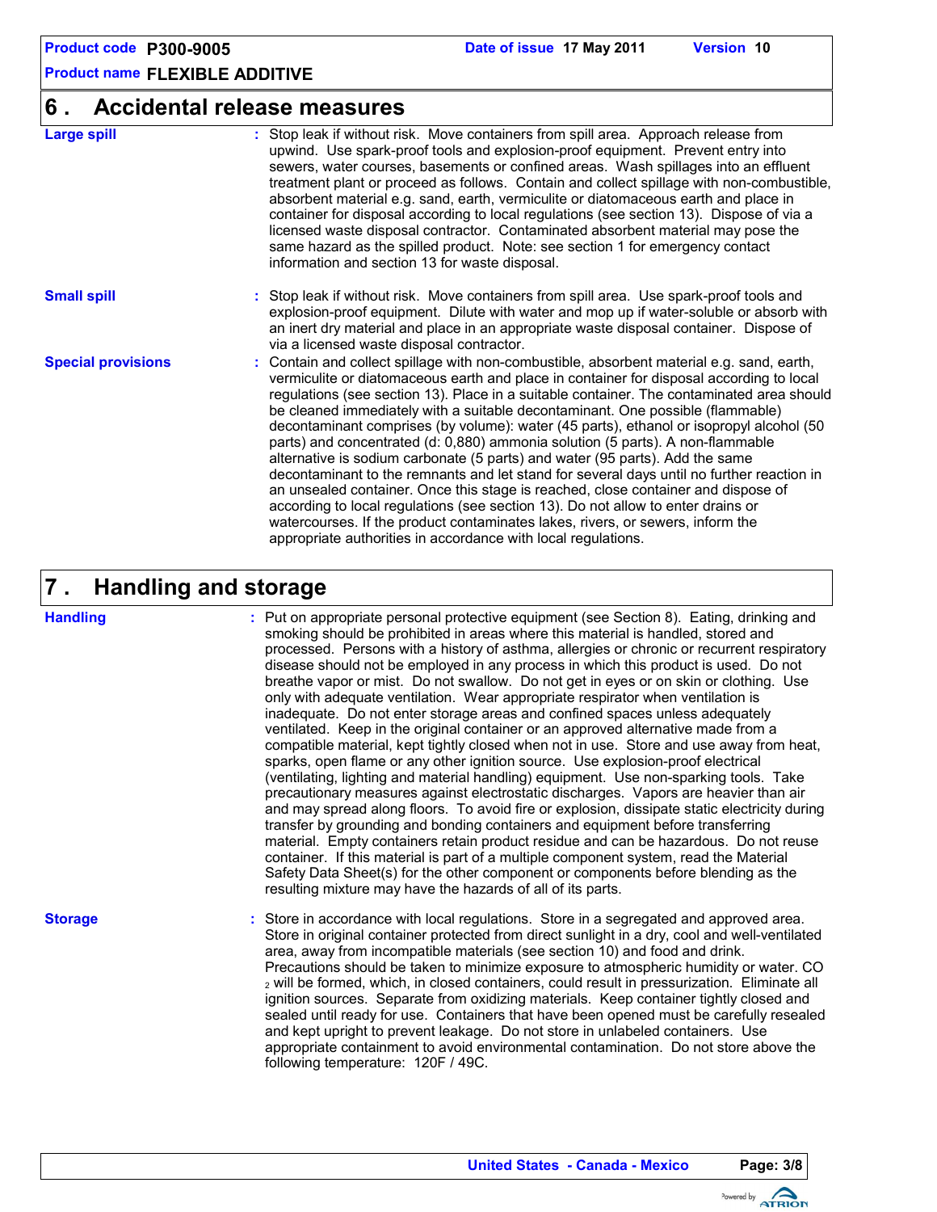## 6 . Accidental release measures

**Large spill** : Stop leak if without risk. Move containers from spill area. Approach release from upwind. Use spark-proof tools and explosion-proof equipment. Prevent entry into sewers, water courses, basements or confined areas. Wash spillages into an effluent treatment plant or proceed as follows. Contain and collect spillage with non-combustible, absorbent material e.g. sand, earth, vermiculite or diatomaceous earth and place in container for disposal according to local regulations (see section 13). Dispose of via a licensed waste disposal contractor. Contaminated absorbent material may pose the same hazard as the spilled product. Note: see section 1 for emergency contact information and section 13 for waste disposal.

**Small spill** : Stop leak if without risk. Move containers from spill area. Use spark-proof tools and explosion-proof equipment. Dilute with water and mop up if water-soluble or absorb with an inert dry material and place in an appropriate waste disposal container. Dispose of via a licensed waste disposal contractor.

**Special provisions** : Contain and collect spillage with non-combustible, absorbent material e.g. sand, earth, vermiculite or diatomaceous earth and place in container for disposal according to local regulations (see section 13). Place in a suitable container. The contaminated area should be cleaned immediately with a suitable decontaminant. One possible (flammable) decontaminant comprises (by volume): water (45 parts), ethanol or isopropyl alcohol (50 parts) and concentrated (d: 0,880) ammonia solution (5 parts). A non-flammable alternative is sodium carbonate (5 parts) and water (95 parts). Add the same decontaminant to the remnants and let stand for several days until no further reaction in an unsealed container. Once this stage is reached, close container and dispose of according to local regulations (see section 13). Do not allow to enter drains or watercourses. If the product contaminates lakes, rivers, or sewers, inform the appropriate authorities in accordance with local regulations.

## 7 . Handling and storage

**Handling** : Put on appropriate personal protective equipment (see Section 8). Eating, drinking and smoking should be prohibited in areas where this material is handled, stored and processed. Persons with a history of asthma, allergies or chronic or recurrent respiratory disease should not be employed in any process in which this product is used. Do not breathe vapor or mist. Do not swallow. Do not get in eyes or on skin or clothing. Use only with adequate ventilation. Wear appropriate respirator when ventilation is inadequate. Do not enter storage areas and confined spaces unless adequately ventilated. Keep in the original container or an approved alternative made from a compatible material, kept tightly closed when not in use. Store and use away from heat, sparks, open flame or any other ignition source. Use explosion-proof electrical (ventilating, lighting and material handling) equipment. Use non-sparking tools. Take precautionary measures against electrostatic discharges. Vapors are heavier than air and may spread along floors. To avoid fire or explosion, dissipate static electricity during transfer by grounding and bonding containers and equipment before transferring material. Empty containers retain product residue and can be hazardous. Do not reuse container. If this material is part of a multiple component system, read the Material Safety Data Sheet(s) for the other component or components before blending as the resulting mixture may have the hazards of all of its parts.

**Storage** : Store in accordance with local regulations. Store in a segregated and approved area. Store in original container protected from direct sunlight in a dry, cool and well-ventilated area, away from incompatible materials (see section 10) and food and drink. Precautions should be taken to minimize exposure to atmospheric humidity or water. $CO_2$ will be formed, which, in closed containers, could result in pressurization. Eliminate all ignition sources. Separate from oxidizing materials. Keep container tightly closed and sealed until ready for use. Containers that have been opened must be carefully resealed and kept upright to prevent leakage. Do not store in unlabeled containers. Use appropriate containment to avoid environmental contamination. Do not store above the following temperature: 120F / 49C.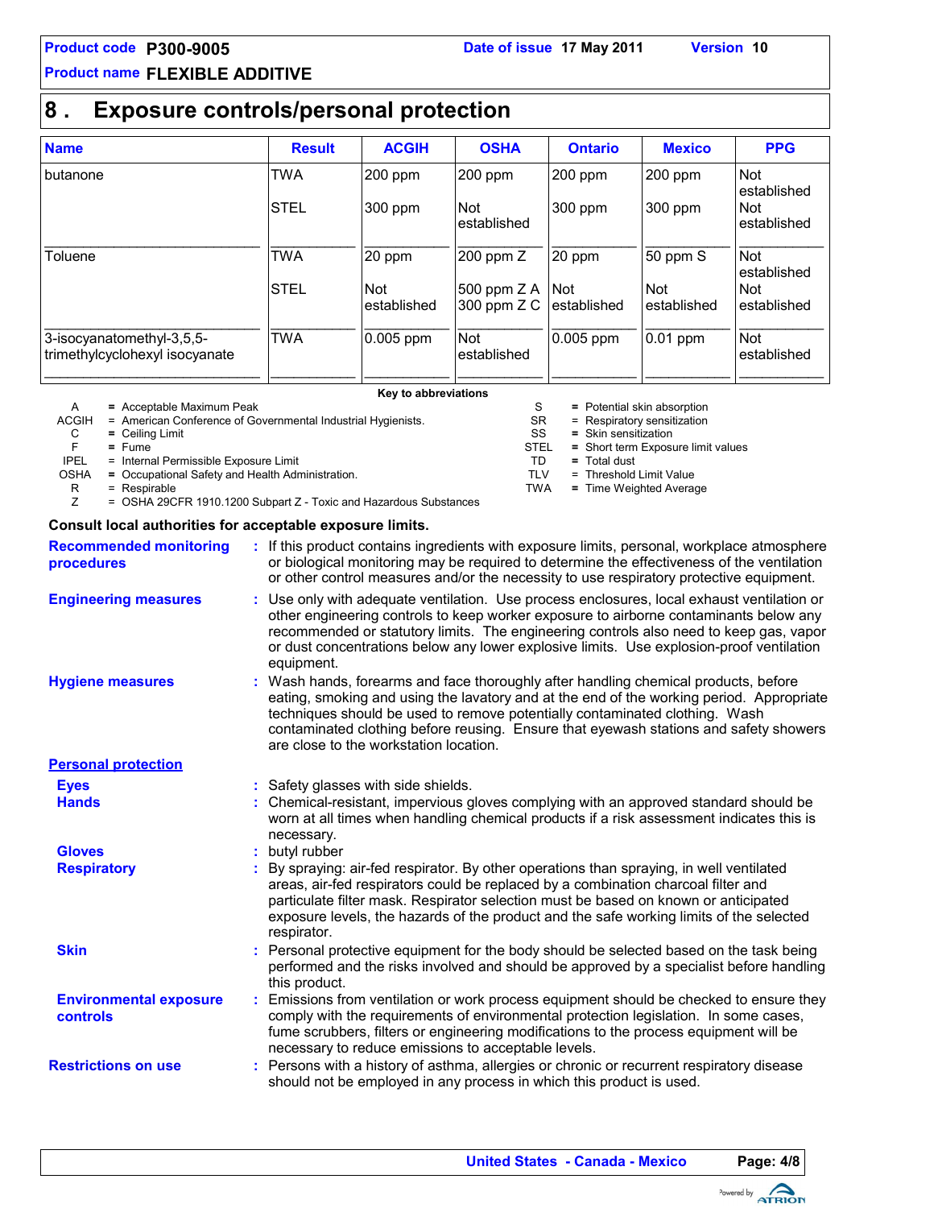## 8 . Exposure controls/personal protection

| Name | Result | ACGIH | OSHA | Ontario | Mexico | PPG |
|---|---|---|---|---|---|---|
| butanone | TWA | 200 ppm | 200 ppm | 200 ppm | 200 ppm | Not established |
| | STEL | 300 ppm | Not established | 300 ppm | 300 ppm | Not established |
| Toluene | TWA | 20 ppm | 200 ppm Z | 20 ppm | 50 ppm S | Not established |
| | STEL | Not established | 500 ppm Z A<br>300 ppm Z C | Not established | Not established | Not established |
| 3-isocyanatomethyl-3,5,5-trimethylcyclohexyl isocyanate | TWA | 0.005 ppm | Not established | 0.005 ppm | 0.01 ppm | Not established |

**Key to abbreviations**

| | | | |
|---|---|---|---|
| A | = Acceptable Maximum Peak | S | = Potential skin absorption |
| ACGIH | = American Conference of Governmental Industrial Hygienists. | SR | = Respiratory sensitization |
| C | = Ceiling Limit | SS | = Skin sensitization |
| F | = Fume | STEL | = Short term Exposure limit values |
| IPEL | = Internal Permissible Exposure Limit | TD | = Total dust |
| OSHA | = Occupational Safety and Health Administration. | TLV | = Threshold Limit Value |
| R | = Respirable | TWA | = Time Weighted Average |
| Z | = OSHA 29CFR 1910.1200 Subpart Z - Toxic and Hazardous Substances | | |

**Consult local authorities for acceptable exposure limits.**

**Recommended monitoring procedures** : If this product contains ingredients with exposure limits, personal, workplace atmosphere or biological monitoring may be required to determine the effectiveness of the ventilation or other control measures and/or the necessity to use respiratory protective equipment.

**Engineering measures** : Use only with adequate ventilation. Use process enclosures, local exhaust ventilation or other engineering controls to keep worker exposure to airborne contaminants below any recommended or statutory limits. The engineering controls also need to keep gas, vapor or dust concentrations below any lower explosive limits. Use explosion-proof ventilation equipment.

**Hygiene measures** : Wash hands, forearms and face thoroughly after handling chemical products, before eating, smoking and using the lavatory and at the end of the working period. Appropriate techniques should be used to remove potentially contaminated clothing. Wash contaminated clothing before reusing. Ensure that eyewash stations and safety showers are close to the workstation location.

**Personal protection**

**Eyes** : Safety glasses with side shields.

**Hands** : Chemical-resistant, impervious gloves complying with an approved standard should be worn at all times when handling chemical products if a risk assessment indicates this is necessary.

**Gloves** : butyl rubber

**Respiratory** : By spraying: air-fed respirator. By other operations than spraying, in well ventilated areas, air-fed respirators could be replaced by a combination charcoal filter and particulate filter mask. Respirator selection must be based on known or anticipated exposure levels, the hazards of the product and the safe working limits of the selected respirator.

**Skin** : Personal protective equipment for the body should be selected based on the task being performed and the risks involved and should be approved by a specialist before handling this product.

**Environmental exposure controls** : Emissions from ventilation or work process equipment should be checked to ensure they comply with the requirements of environmental protection legislation. In some cases, fume scrubbers, filters or engineering modifications to the process equipment will be necessary to reduce emissions to acceptable levels.

**Restrictions on use** : Persons with a history of asthma, allergies or chronic or recurrent respiratory disease should not be employed in any process in which this product is used.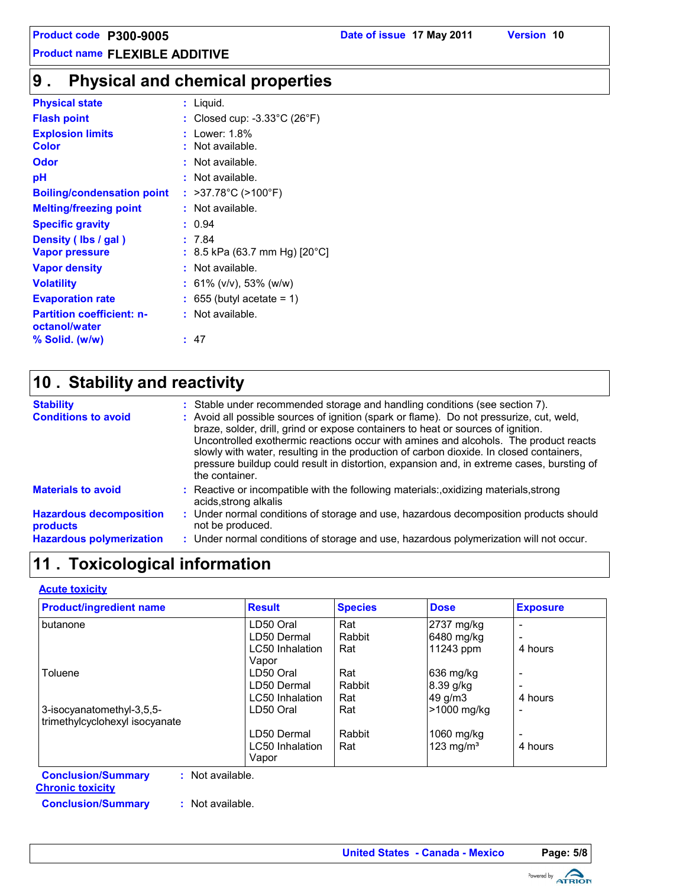# 9 . Physical and chemical properties

**Physical state** : Liquid.
**Flash point** : Closed cup: -3.33°C (26°F)
**Explosion limits** : Lower: 1.8%
**Color** : Not available.
**Odor** : Not available.
**pH** : Not available.
**Boiling/condensation point** : >37.78°C (>100°F)
**Melting/freezing point** : Not available.
**Specific gravity** : 0.94
**Density ( lbs / gal )** : 7.84
**Vapor pressure** : 8.5 kPa (63.7 mm Hg) [20°C]
**Vapor density** : Not available.
**Volatility** : 61% (v/v), 53% (w/w)
**Evaporation rate** : 655 (butyl acetate = 1)
**Partition coefficient: n-octanol/water** : Not available.
**% Solid. (w/w)** : 47

# 10 . Stability and reactivity

**Stability** : Stable under recommended storage and handling conditions (see section 7).
**Conditions to avoid** : Avoid all possible sources of ignition (spark or flame). Do not pressurize, cut, weld, braze, solder, drill, grind or expose containers to heat or sources of ignition. Uncontrolled exothermic reactions occur with amines and alcohols. The product reacts slowly with water, resulting in the production of carbon dioxide. In closed containers, pressure buildup could result in distortion, expansion and, in extreme cases, bursting of the container.
**Materials to avoid** : Reactive or incompatible with the following materials:,oxidizing materials,strong acids,strong alkalis
**Hazardous decomposition products** : Under normal conditions of storage and use, hazardous decomposition products should not be produced.
**Hazardous polymerization** : Under normal conditions of storage and use, hazardous polymerization will not occur.

# 11 . Toxicological information

**Acute toxicity**

| Product/ingredient name | Result | Species | Dose | Exposure |
|---|---|---|---|---|
| butanone | LD50 Oral | Rat | 2737 mg/kg | - |
| | LD50 Dermal | Rabbit | 6480 mg/kg | - |
| | LC50 Inhalation Vapor | Rat | 11243 ppm | 4 hours |
| Toluene | LD50 Oral | Rat | 636 mg/kg | - |
| | LD50 Dermal | Rabbit | 8.39 g/kg | - |
| | LC50 Inhalation | Rat | 49 g/m3 | 4 hours |
| 3-isocyanatomethyl-3,5,5-trimethylcyclohexyl isocyanate | LD50 Oral | Rat | >1000 mg/kg | - |
| | LD50 Dermal | Rabbit | 1060 mg/kg | - |
| | LC50 Inhalation Vapor | Rat | 123 mg/m³ | 4 hours |

**Conclusion/Summary** : Not available.

**Chronic toxicity**

**Conclusion/Summary** : Not available.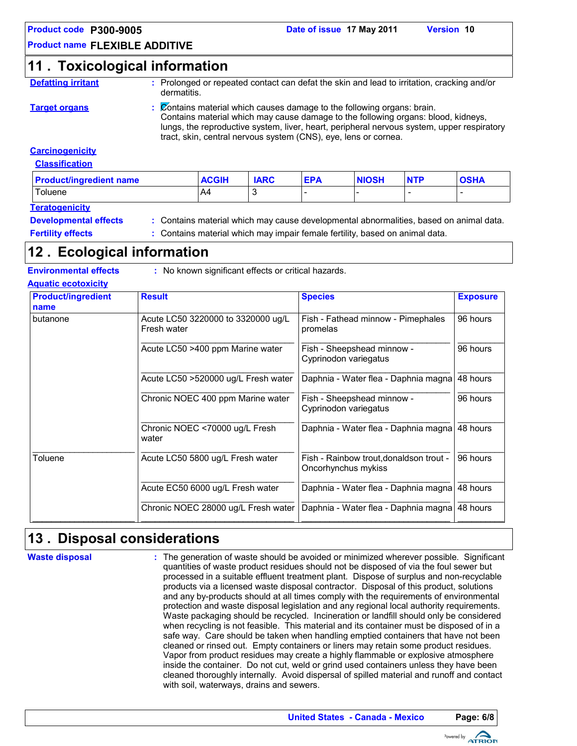## 11 . Toxicological information

**Defatting irritant** : Prolonged or repeated contact can defat the skin and lead to irritation, cracking and/or dermatitis.

**Target organs** : Contains material which causes damage to the following organs: brain. Contains material which may cause damage to the following organs: blood, kidneys, lungs, the reproductive system, liver, heart, peripheral nervous system, upper respiratory tract, skin, central nervous system (CNS), eye, lens or cornea.

**Carcinogenicity**

**Classification**

| Product/ingredient name | ACGIH | IARC | EPA | NIOSH | NTP | OSHA |
|---|---|---|---|---|---|---|
| Toluene | A4 | 3 | - | - | - | - |

**Teratogenicity**

**Developmental effects** : Contains material which may cause developmental abnormalities, based on animal data.

**Fertility effects** : Contains material which may impair female fertility, based on animal data.

## 12 . Ecological information

**Environmental effects** : No known significant effects or critical hazards.

**Aquatic ecotoxicity**

| Product/ingredient name | Result | Species | Exposure |
|---|---|---|---|
| butanone | Acute LC50 3220000 to 3320000 ug/L Fresh water | Fish - Fathead minnow - Pimephales promelas | 96 hours |
| | Acute LC50 >400 ppm Marine water | Fish - Sheepshead minnow - Cyprinodon variegatus | 96 hours |
| | Acute LC50 >520000 ug/L Fresh water | Daphnia - Water flea - Daphnia magna | 48 hours |
| | Chronic NOEC 400 ppm Marine water | Fish - Sheepshead minnow - Cyprinodon variegatus | 96 hours |
| | Chronic NOEC <70000 ug/L Fresh water | Daphnia - Water flea - Daphnia magna | 48 hours |
| Toluene | Acute LC50 5800 ug/L Fresh water | Fish - Rainbow trout,donaldson trout - Oncorhynchus mykiss | 96 hours |
| | Acute EC50 6000 ug/L Fresh water | Daphnia - Water flea - Daphnia magna | 48 hours |
| | Chronic NOEC 28000 ug/L Fresh water | Daphnia - Water flea - Daphnia magna | 48 hours |

## 13 . Disposal considerations

**Waste disposal** : The generation of waste should be avoided or minimized wherever possible. Significant quantities of waste product residues should not be disposed of via the foul sewer but processed in a suitable effluent treatment plant. Dispose of surplus and non-recyclable products via a licensed waste disposal contractor. Disposal of this product, solutions and any by-products should at all times comply with the requirements of environmental protection and waste disposal legislation and any regional local authority requirements. Waste packaging should be recycled. Incineration or landfill should only be considered when recycling is not feasible. This material and its container must be disposed of in a safe way. Care should be taken when handling emptied containers that have not been cleaned or rinsed out. Empty containers or liners may retain some product residues. Vapor from product residues may create a highly flammable or explosive atmosphere inside the container. Do not cut, weld or grind used containers unless they have been cleaned thoroughly internally. Avoid dispersal of spilled material and runoff and contact with soil, waterways, drains and sewers.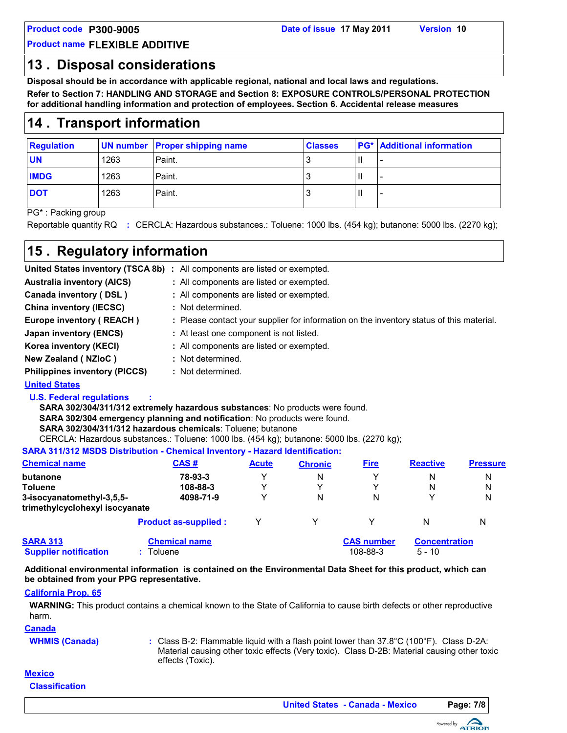Product code **P300-9005** Date of issue **17 May 2011** Version **10**

Product name **FLEXIBLE ADDITIVE**

## 13 . Disposal considerations

**Disposal should be in accordance with applicable regional, national and local laws and regulations.**

**Refer to Section 7: HANDLING AND STORAGE and Section 8: EXPOSURE CONTROLS/PERSONAL PROTECTION for additional handling information and protection of employees. Section 6. Accidental release measures**

## 14 . Transport information

| Regulation | UN number | Proper shipping name | Classes | PG* | Additional information |
|---|---|---|---|---|---|
| **UN** | 1263 | Paint. | 3 | II | - |
| **IMDG** | 1263 | Paint. | 3 | II | - |
| **DOT** | 1263 | Paint. | 3 | II | - |

PG* : Packing group

Reportable quantity RQ : CERCLA: Hazardous substances.: Toluene: 1000 lbs. (454 kg); butanone: 5000 lbs. (2270 kg);

## 15 . Regulatory information

**United States inventory (TSCA 8b)** : All components are listed or exempted.

**Australia inventory (AICS)** : All components are listed or exempted.

**Canada inventory ( DSL )** : All components are listed or exempted.

**China inventory (IECSC)** : Not determined.

**Europe inventory ( REACH )** : Please contact your supplier for information on the inventory status of this material.

**Japan inventory (ENCS)** : At least one component is not listed.

**Korea inventory (KECI)** : All components are listed or exempted.

**New Zealand ( NZIoC )** : Not determined.

**Philippines inventory (PICCS)** : Not determined.

### United States

**U.S. Federal regulations** :

**SARA 302/304/311/312 extremely hazardous substances**: No products were found.

**SARA 302/304 emergency planning and notification**: No products were found.

**SARA 302/304/311/312 hazardous chemicals**: Toluene; butanone

CERCLA: Hazardous substances.: Toluene: 1000 lbs. (454 kg); butanone: 5000 lbs. (2270 kg);

**SARA 311/312 MSDS Distribution - Chemical Inventory - Hazard Identification:**

| Chemical name | CAS # | Acute | Chronic | Fire | Reactive | Pressure |
|---|---|---|---|---|---|---|
| **butanone** | 78-93-3 | Y | N | Y | N | N |
| **Toluene** | 108-88-3 | Y | Y | Y | N | N |
| **3-isocyanatomethyl-3,5,5-trimethylcyclohexyl isocyanate** | 4098-71-9 | Y | N | N | Y | N |
| **Product as-supplied :** | | Y | Y | Y | N | N |

| SARA 313 | Chemical name | CAS number | Concentration |
|---|---|---|---|
| **Supplier notification** : | Toluene | 108-88-3 | 5 - 10 |

**Additional environmental information is contained on the Environmental Data Sheet for this product, which can be obtained from your PPG representative.**

### California Prop. 65

**WARNING:** This product contains a chemical known to the State of California to cause birth defects or other reproductive harm.

### Canada

**WHMIS (Canada)** : Class B-2: Flammable liquid with a flash point lower than 37.8°C (100°F). Class D-2A: Material causing other toxic effects (Very toxic). Class D-2B: Material causing other toxic effects (Toxic).

### Mexico

**Classification**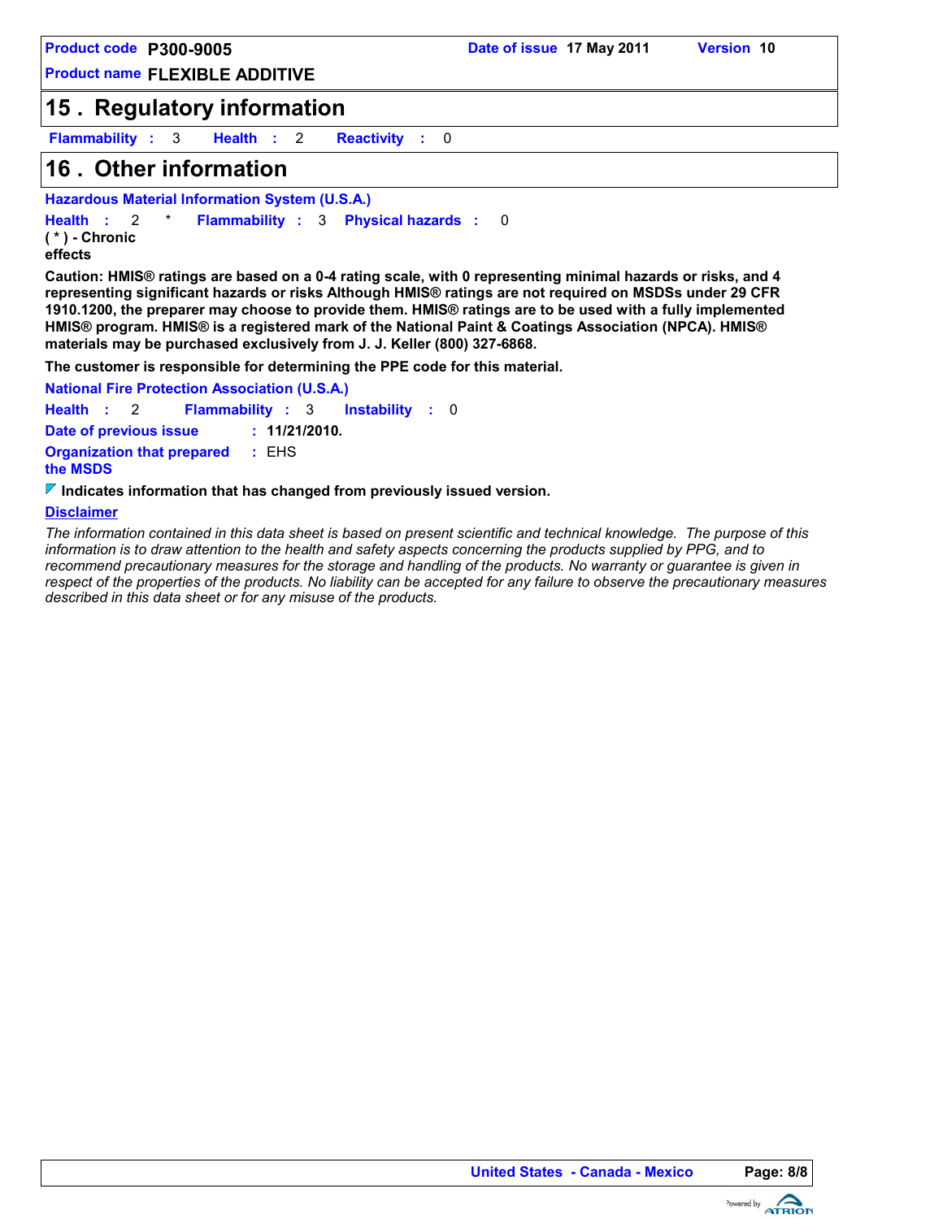## 15 . Regulatory information

**Flammability** : 3 **Health** : 2 **Reactivity** : 0

## 16 . Other information

**Hazardous Material Information System (U.S.A.)**

**Health** : 2 * **Flammability** : 3 **Physical hazards** : 0

**( * ) - Chronic effects**

**Caution: HMIS® ratings are based on a 0-4 rating scale, with 0 representing minimal hazards or risks, and 4 representing significant hazards or risks Although HMIS® ratings are not required on MSDSs under 29 CFR 1910.1200, the preparer may choose to provide them. HMIS® ratings are to be used with a fully implemented HMIS® program. HMIS® is a registered mark of the National Paint & Coatings Association (NPCA). HMIS® materials may be purchased exclusively from J. J. Keller (800) 327-6868.**

**The customer is responsible for determining the PPE code for this material.**

**National Fire Protection Association (U.S.A.)**

**Health** : 2 **Flammability** : 3 **Instability** : 0

**Date of previous issue** : **11/21/2010.**

**Organization that prepared the MSDS** : EHS

**Indicates information that has changed from previously issued version.**

**Disclaimer**

*The information contained in this data sheet is based on present scientific and technical knowledge. The purpose of this information is to draw attention to the health and safety aspects concerning the products supplied by PPG, and to recommend precautionary measures for the storage and handling of the products. No warranty or guarantee is given in respect of the properties of the products. No liability can be accepted for any failure to observe the precautionary measures described in this data sheet or for any misuse of the products.*